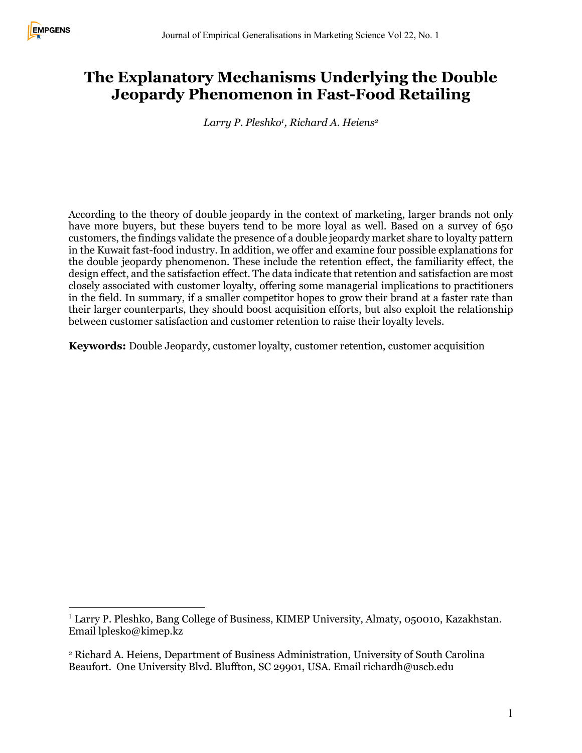# The Explanatory Mechanisms Underlying the Double Jeopardy Phenomenon in Fast-Food Retailing

*Larry P. Pleshko[1], Richard A. Heiens[2]*

According to the theory of double jeopardy in the context of marketing, larger brands not only have more buyers, but these buyers tend to be more loyal as well. Based on a survey of 650 customers, the findings validate the presence of a double jeopardy market share to loyalty pattern in the Kuwait fast-food industry. In addition, we offer and examine four possible explanations for the double jeopardy phenomenon. These include the retention effect, the familiarity effect, the design effect, and the satisfaction effect. The data indicate that retention and satisfaction are most closely associated with customer loyalty, offering some managerial implications to practitioners in the field. In summary, if a smaller competitor hopes to grow their brand at a faster rate than their larger counterparts, they should boost acquisition efforts, but also exploit the relationship between customer satisfaction and customer retention to raise their loyalty levels.

**Keywords:** Double Jeopardy, customer loyalty, customer retention, customer acquisition

---

[1] Larry P. Pleshko, Bang College of Business, KIMEP University, Almaty, 050010, Kazakhstan. Email lplesko@kimep.kz

[2] Richard A. Heiens, Department of Business Administration, University of South Carolina Beaufort. One University Blvd. Bluffton, SC 29901, USA. Email richardh@uscb.edu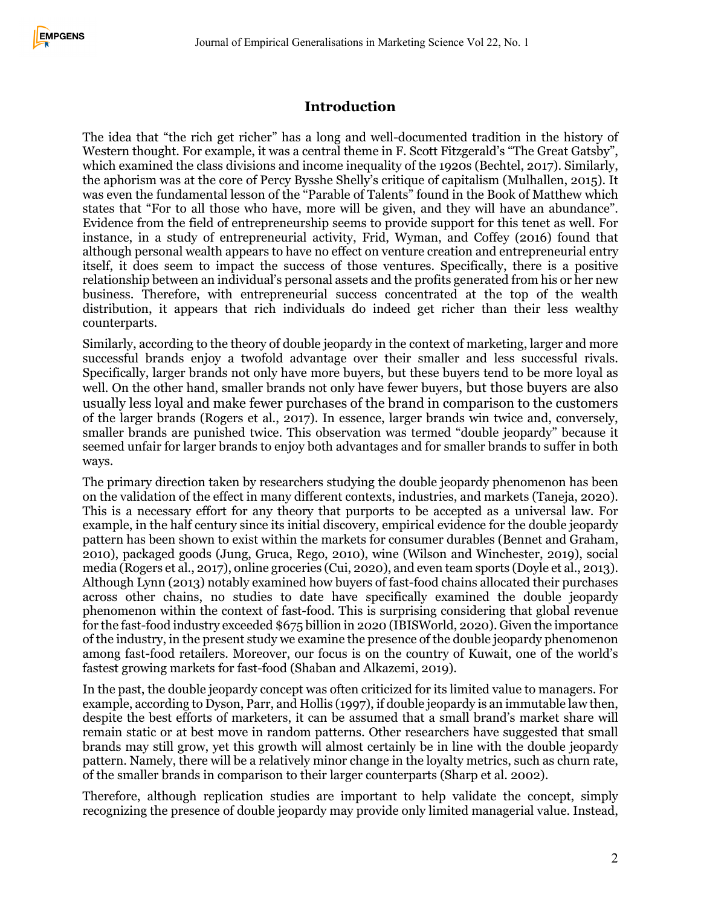## Introduction

The idea that "the rich get richer" has a long and well-documented tradition in the history of Western thought. For example, it was a central theme in F. Scott Fitzgerald's "The Great Gatsby", which examined the class divisions and income inequality of the 1920s (Bechtel, 2017). Similarly, the aphorism was at the core of Percy Bysshe Shelly's critique of capitalism (Mulhallen, 2015). It was even the fundamental lesson of the "Parable of Talents" found in the Book of Matthew which states that "For to all those who have, more will be given, and they will have an abundance". Evidence from the field of entrepreneurship seems to provide support for this tenet as well. For instance, in a study of entrepreneurial activity, Frid, Wyman, and Coffey (2016) found that although personal wealth appears to have no effect on venture creation and entrepreneurial entry itself, it does seem to impact the success of those ventures. Specifically, there is a positive relationship between an individual's personal assets and the profits generated from his or her new business. Therefore, with entrepreneurial success concentrated at the top of the wealth distribution, it appears that rich individuals do indeed get richer than their less wealthy counterparts.

Similarly, according to the theory of double jeopardy in the context of marketing, larger and more successful brands enjoy a twofold advantage over their smaller and less successful rivals. Specifically, larger brands not only have more buyers, but these buyers tend to be more loyal as well. On the other hand, smaller brands not only have fewer buyers, but those buyers are also usually less loyal and make fewer purchases of the brand in comparison to the customers of the larger brands (Rogers et al., 2017). In essence, larger brands win twice and, conversely, smaller brands are punished twice. This observation was termed "double jeopardy" because it seemed unfair for larger brands to enjoy both advantages and for smaller brands to suffer in both ways.

The primary direction taken by researchers studying the double jeopardy phenomenon has been on the validation of the effect in many different contexts, industries, and markets (Taneja, 2020). This is a necessary effort for any theory that purports to be accepted as a universal law. For example, in the half century since its initial discovery, empirical evidence for the double jeopardy pattern has been shown to exist within the markets for consumer durables (Bennet and Graham, 2010), packaged goods (Jung, Gruca, Rego, 2010), wine (Wilson and Winchester, 2019), social media (Rogers et al., 2017), online groceries (Cui, 2020), and even team sports (Doyle et al., 2013). Although Lynn (2013) notably examined how buyers of fast-food chains allocated their purchases across other chains, no studies to date have specifically examined the double jeopardy phenomenon within the context of fast-food. This is surprising considering that global revenue for the fast-food industry exceeded $675 billion in 2020 (IBISWorld, 2020). Given the importance of the industry, in the present study we examine the presence of the double jeopardy phenomenon among fast-food retailers. Moreover, our focus is on the country of Kuwait, one of the world's fastest growing markets for fast-food (Shaban and Alkazemi, 2019).

In the past, the double jeopardy concept was often criticized for its limited value to managers. For example, according to Dyson, Parr, and Hollis (1997), if double jeopardy is an immutable law then, despite the best efforts of marketers, it can be assumed that a small brand's market share will remain static or at best move in random patterns. Other researchers have suggested that small brands may still grow, yet this growth will almost certainly be in line with the double jeopardy pattern. Namely, there will be a relatively minor change in the loyalty metrics, such as churn rate, of the smaller brands in comparison to their larger counterparts (Sharp et al. 2002).

Therefore, although replication studies are important to help validate the concept, simply recognizing the presence of double jeopardy may provide only limited managerial value. Instead,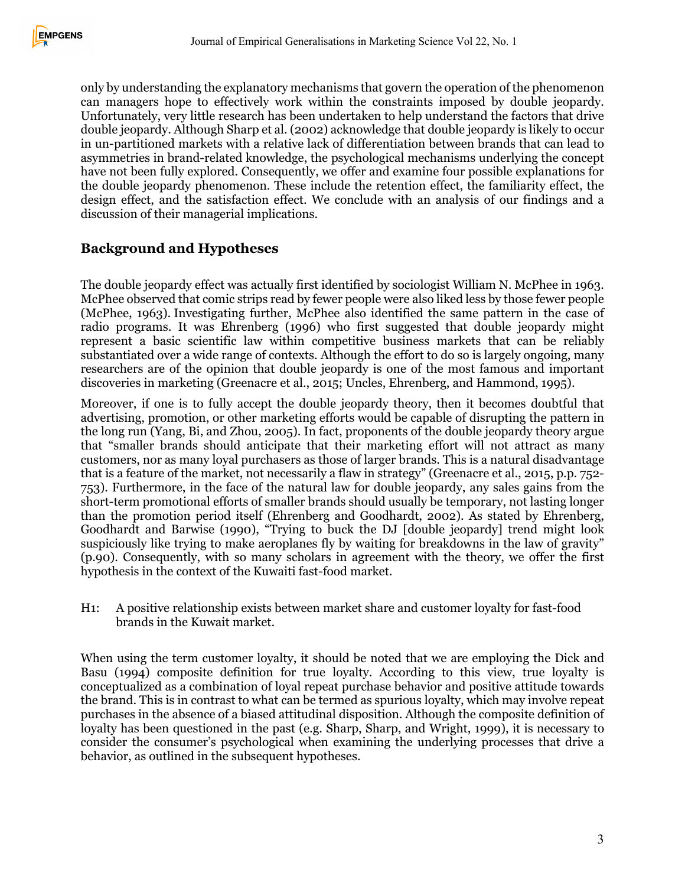only by understanding the explanatory mechanisms that govern the operation of the phenomenon can managers hope to effectively work within the constraints imposed by double jeopardy. Unfortunately, very little research has been undertaken to help understand the factors that drive double jeopardy. Although Sharp et al. (2002) acknowledge that double jeopardy is likely to occur in un-partitioned markets with a relative lack of differentiation between brands that can lead to asymmetries in brand-related knowledge, the psychological mechanisms underlying the concept have not been fully explored. Consequently, we offer and examine four possible explanations for the double jeopardy phenomenon. These include the retention effect, the familiarity effect, the design effect, and the satisfaction effect. We conclude with an analysis of our findings and a discussion of their managerial implications.

## Background and Hypotheses

The double jeopardy effect was actually first identified by sociologist William N. McPhee in 1963. McPhee observed that comic strips read by fewer people were also liked less by those fewer people (McPhee, 1963). Investigating further, McPhee also identified the same pattern in the case of radio programs. It was Ehrenberg (1996) who first suggested that double jeopardy might represent a basic scientific law within competitive business markets that can be reliably substantiated over a wide range of contexts. Although the effort to do so is largely ongoing, many researchers are of the opinion that double jeopardy is one of the most famous and important discoveries in marketing (Greenacre et al., 2015; Uncles, Ehrenberg, and Hammond, 1995).

Moreover, if one is to fully accept the double jeopardy theory, then it becomes doubtful that advertising, promotion, or other marketing efforts would be capable of disrupting the pattern in the long run (Yang, Bi, and Zhou, 2005). In fact, proponents of the double jeopardy theory argue that "smaller brands should anticipate that their marketing effort will not attract as many customers, nor as many loyal purchasers as those of larger brands. This is a natural disadvantage that is a feature of the market, not necessarily a flaw in strategy" (Greenacre et al., 2015, p.p. 752-753). Furthermore, in the face of the natural law for double jeopardy, any sales gains from the short-term promotional efforts of smaller brands should usually be temporary, not lasting longer than the promotion period itself (Ehrenberg and Goodhardt, 2002). As stated by Ehrenberg, Goodhardt and Barwise (1990), "Trying to buck the DJ [double jeopardy] trend might look suspiciously like trying to make aeroplanes fly by waiting for breakdowns in the law of gravity" (p.90). Consequently, with so many scholars in agreement with the theory, we offer the first hypothesis in the context of the Kuwaiti fast-food market.

H1: A positive relationship exists between market share and customer loyalty for fast-food brands in the Kuwait market.

When using the term customer loyalty, it should be noted that we are employing the Dick and Basu (1994) composite definition for true loyalty. According to this view, true loyalty is conceptualized as a combination of loyal repeat purchase behavior and positive attitude towards the brand. This is in contrast to what can be termed as spurious loyalty, which may involve repeat purchases in the absence of a biased attitudinal disposition. Although the composite definition of loyalty has been questioned in the past (e.g. Sharp, Sharp, and Wright, 1999), it is necessary to consider the consumer's psychological when examining the underlying processes that drive a behavior, as outlined in the subsequent hypotheses.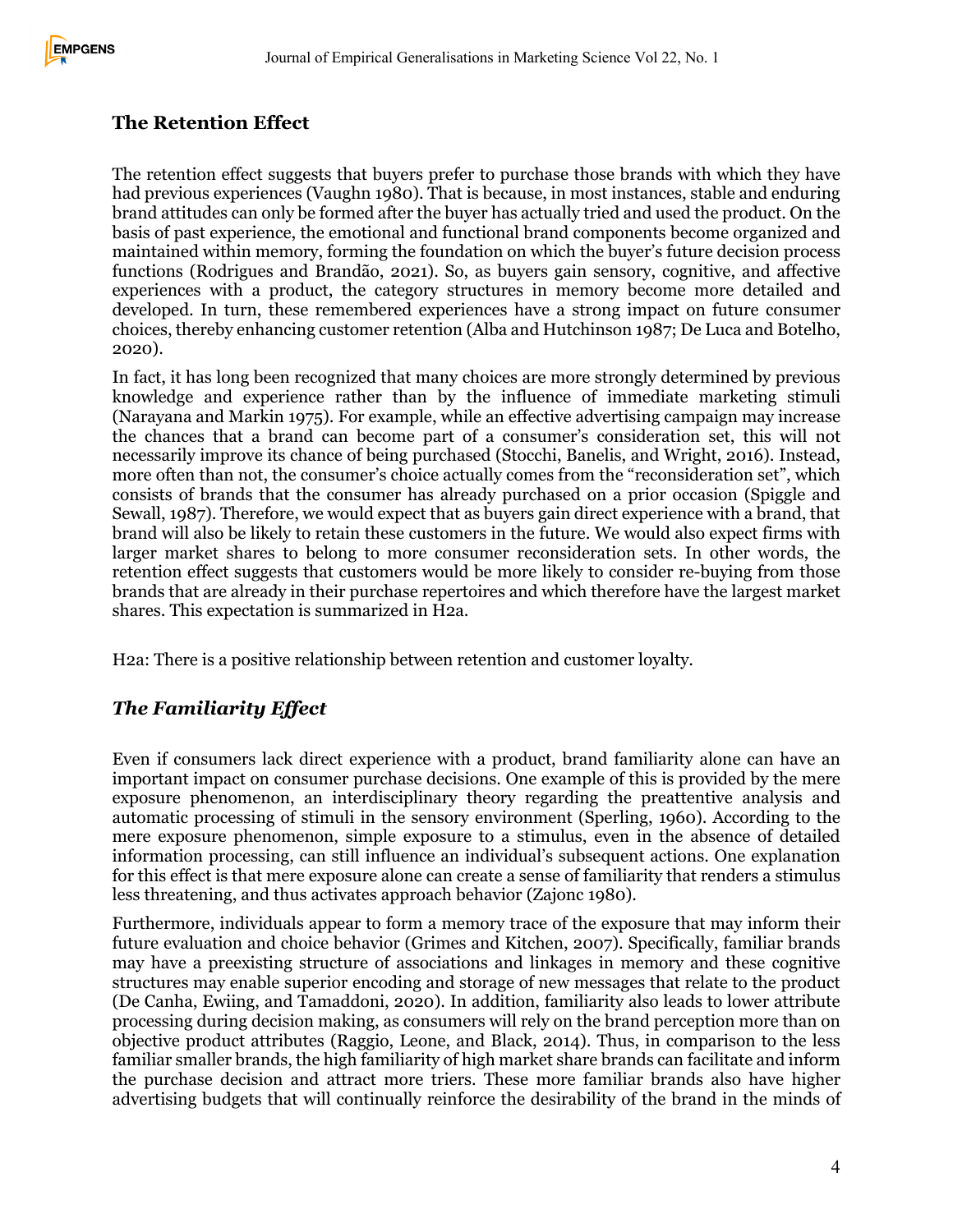## The Retention Effect

The retention effect suggests that buyers prefer to purchase those brands with which they have had previous experiences (Vaughn 1980). That is because, in most instances, stable and enduring brand attitudes can only be formed after the buyer has actually tried and used the product. On the basis of past experience, the emotional and functional brand components become organized and maintained within memory, forming the foundation on which the buyer's future decision process functions (Rodrigues and Brandão, 2021). So, as buyers gain sensory, cognitive, and affective experiences with a product, the category structures in memory become more detailed and developed. In turn, these remembered experiences have a strong impact on future consumer choices, thereby enhancing customer retention (Alba and Hutchinson 1987; De Luca and Botelho, 2020).

In fact, it has long been recognized that many choices are more strongly determined by previous knowledge and experience rather than by the influence of immediate marketing stimuli (Narayana and Markin 1975). For example, while an effective advertising campaign may increase the chances that a brand can become part of a consumer's consideration set, this will not necessarily improve its chance of being purchased (Stocchi, Banelis, and Wright, 2016). Instead, more often than not, the consumer's choice actually comes from the "reconsideration set", which consists of brands that the consumer has already purchased on a prior occasion (Spiggle and Sewall, 1987). Therefore, we would expect that as buyers gain direct experience with a brand, that brand will also be likely to retain these customers in the future. We would also expect firms with larger market shares to belong to more consumer reconsideration sets. In other words, the retention effect suggests that customers would be more likely to consider re-buying from those brands that are already in their purchase repertoires and which therefore have the largest market shares. This expectation is summarized in H2a.

H2a: There is a positive relationship between retention and customer loyalty.

### *The Familiarity Effect*

Even if consumers lack direct experience with a product, brand familiarity alone can have an important impact on consumer purchase decisions. One example of this is provided by the mere exposure phenomenon, an interdisciplinary theory regarding the preattentive analysis and automatic processing of stimuli in the sensory environment (Sperling, 1960). According to the mere exposure phenomenon, simple exposure to a stimulus, even in the absence of detailed information processing, can still influence an individual's subsequent actions. One explanation for this effect is that mere exposure alone can create a sense of familiarity that renders a stimulus less threatening, and thus activates approach behavior (Zajonc 1980).

Furthermore, individuals appear to form a memory trace of the exposure that may inform their future evaluation and choice behavior (Grimes and Kitchen, 2007). Specifically, familiar brands may have a preexisting structure of associations and linkages in memory and these cognitive structures may enable superior encoding and storage of new messages that relate to the product (De Canha, Ewiing, and Tamaddoni, 2020). In addition, familiarity also leads to lower attribute processing during decision making, as consumers will rely on the brand perception more than on objective product attributes (Raggio, Leone, and Black, 2014). Thus, in comparison to the less familiar smaller brands, the high familiarity of high market share brands can facilitate and inform the purchase decision and attract more triers. These more familiar brands also have higher advertising budgets that will continually reinforce the desirability of the brand in the minds of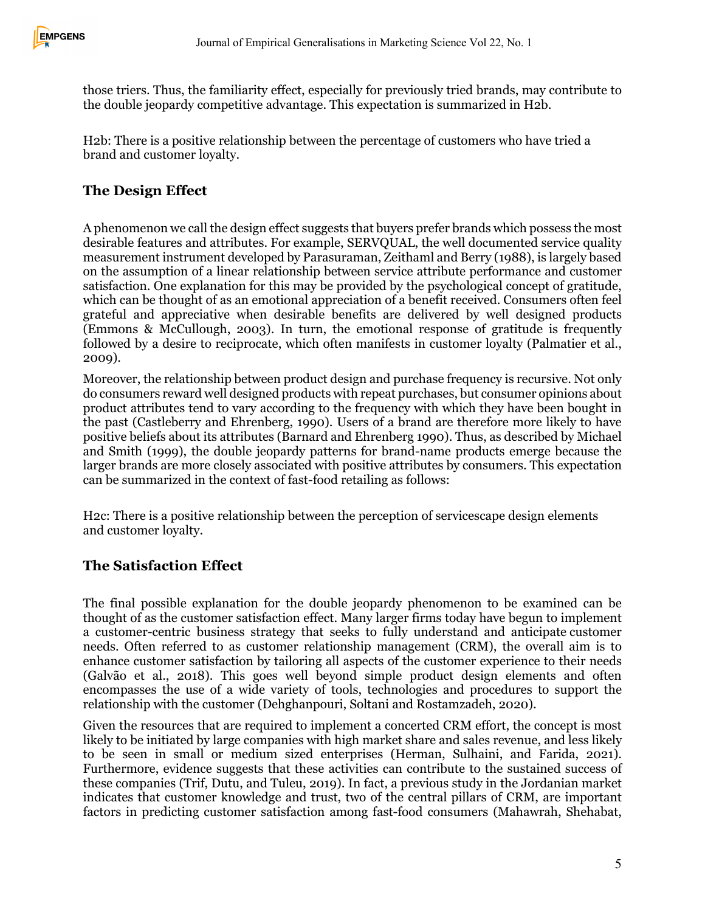those triers. Thus, the familiarity effect, especially for previously tried brands, may contribute to the double jeopardy competitive advantage. This expectation is summarized in H2b.

H2b: There is a positive relationship between the percentage of customers who have tried a brand and customer loyalty.

## The Design Effect

A phenomenon we call the design effect suggests that buyers prefer brands which possess the most desirable features and attributes. For example, SERVQUAL, the well documented service quality measurement instrument developed by Parasuraman, Zeithaml and Berry (1988), is largely based on the assumption of a linear relationship between service attribute performance and customer satisfaction. One explanation for this may be provided by the psychological concept of gratitude, which can be thought of as an emotional appreciation of a benefit received. Consumers often feel grateful and appreciative when desirable benefits are delivered by well designed products (Emmons & McCullough, 2003). In turn, the emotional response of gratitude is frequently followed by a desire to reciprocate, which often manifests in customer loyalty (Palmatier et al., 2009).

Moreover, the relationship between product design and purchase frequency is recursive. Not only do consumers reward well designed products with repeat purchases, but consumer opinions about product attributes tend to vary according to the frequency with which they have been bought in the past (Castleberry and Ehrenberg, 1990). Users of a brand are therefore more likely to have positive beliefs about its attributes (Barnard and Ehrenberg 1990). Thus, as described by Michael and Smith (1999), the double jeopardy patterns for brand-name products emerge because the larger brands are more closely associated with positive attributes by consumers. This expectation can be summarized in the context of fast-food retailing as follows:

H2c: There is a positive relationship between the perception of servicescape design elements and customer loyalty.

## The Satisfaction Effect

The final possible explanation for the double jeopardy phenomenon to be examined can be thought of as the customer satisfaction effect. Many larger firms today have begun to implement a customer-centric business strategy that seeks to fully understand and anticipate customer needs. Often referred to as customer relationship management (CRM), the overall aim is to enhance customer satisfaction by tailoring all aspects of the customer experience to their needs (Galvão et al., 2018). This goes well beyond simple product design elements and often encompasses the use of a wide variety of tools, technologies and procedures to support the relationship with the customer (Dehghanpouri, Soltani and Rostamzadeh, 2020).

Given the resources that are required to implement a concerted CRM effort, the concept is most likely to be initiated by large companies with high market share and sales revenue, and less likely to be seen in small or medium sized enterprises (Herman, Sulhaini, and Farida, 2021). Furthermore, evidence suggests that these activities can contribute to the sustained success of these companies (Trif, Dutu, and Tuleu, 2019). In fact, a previous study in the Jordanian market indicates that customer knowledge and trust, two of the central pillars of CRM, are important factors in predicting customer satisfaction among fast-food consumers (Mahawrah, Shehabat,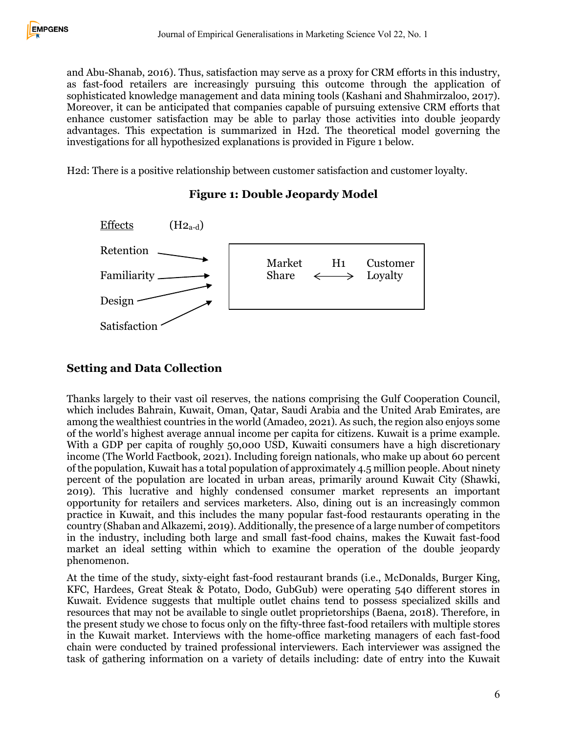and Abu-Shanab, 2016). Thus, satisfaction may serve as a proxy for CRM efforts in this industry, as fast-food retailers are increasingly pursuing this outcome through the application of sophisticated knowledge management and data mining tools (Kashani and Shahmirzaloo, 2017). Moreover, it can be anticipated that companies capable of pursuing extensive CRM efforts that enhance customer satisfaction may be able to parlay those activities into double jeopardy advantages. This expectation is summarized in H2d. The theoretical model governing the investigations for all hypothesized explanations is provided in Figure 1 below.

H2d: There is a positive relationship between customer satisfaction and customer loyalty.

**Figure 1: Double Jeopardy Model**

Effects ($H2_{a-d}$)

Retention →
Familiarity →
Design →
Satisfaction →

Market Share ← H1 → Customer Loyalty

## Setting and Data Collection

Thanks largely to their vast oil reserves, the nations comprising the Gulf Cooperation Council, which includes Bahrain, Kuwait, Oman, Qatar, Saudi Arabia and the United Arab Emirates, are among the wealthiest countries in the world (Amadeo, 2021). As such, the region also enjoys some of the world's highest average annual income per capita for citizens. Kuwait is a prime example. With a GDP per capita of roughly 50,000 USD, Kuwaiti consumers have a high discretionary income (The World Factbook, 2021). Including foreign nationals, who make up about 60 percent of the population, Kuwait has a total population of approximately 4.5 million people. About ninety percent of the population are located in urban areas, primarily around Kuwait City (Shawki, 2019). This lucrative and highly condensed consumer market represents an important opportunity for retailers and services marketers. Also, dining out is an increasingly common practice in Kuwait, and this includes the many popular fast-food restaurants operating in the country (Shaban and Alkazemi, 2019). Additionally, the presence of a large number of competitors in the industry, including both large and small fast-food chains, makes the Kuwait fast-food market an ideal setting within which to examine the operation of the double jeopardy phenomenon.

At the time of the study, sixty-eight fast-food restaurant brands (i.e., McDonalds, Burger King, KFC, Hardees, Great Steak & Potato, Dodo, GubGub) were operating 540 different stores in Kuwait. Evidence suggests that multiple outlet chains tend to possess specialized skills and resources that may not be available to single outlet proprietorships (Baena, 2018). Therefore, in the present study we chose to focus only on the fifty-three fast-food retailers with multiple stores in the Kuwait market. Interviews with the home-office marketing managers of each fast-food chain were conducted by trained professional interviewers. Each interviewer was assigned the task of gathering information on a variety of details including: date of entry into the Kuwait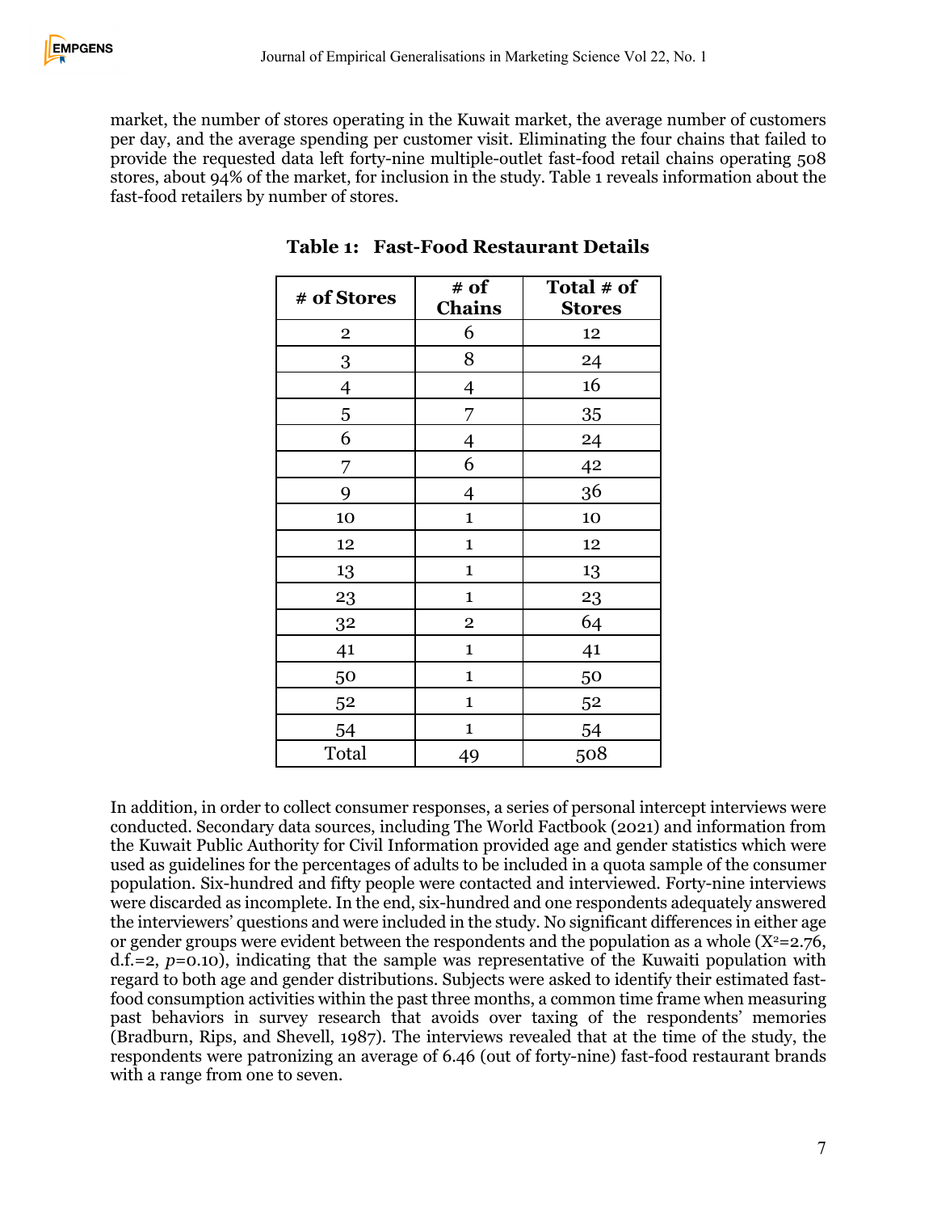market, the number of stores operating in the Kuwait market, the average number of customers per day, and the average spending per customer visit. Eliminating the four chains that failed to provide the requested data left forty-nine multiple-outlet fast-food retail chains operating 508 stores, about 94% of the market, for inclusion in the study. Table 1 reveals information about the fast-food retailers by number of stores.

**Table 1: Fast-Food Restaurant Details**

| # of Stores | # of Chains | Total # of Stores |
|---|---|---|
| 2 | 6 | 12 |
| 3 | 8 | 24 |
| 4 | 4 | 16 |
| 5 | 7 | 35 |
| 6 | 4 | 24 |
| 7 | 6 | 42 |
| 9 | 4 | 36 |
| 10 | 1 | 10 |
| 12 | 1 | 12 |
| 13 | 1 | 13 |
| 23 | 1 | 23 |
| 32 | 2 | 64 |
| 41 | 1 | 41 |
| 50 | 1 | 50 |
| 52 | 1 | 52 |
| 54 | 1 | 54 |
| Total | 49 | 508 |

In addition, in order to collect consumer responses, a series of personal intercept interviews were conducted. Secondary data sources, including The World Factbook (2021) and information from the Kuwait Public Authority for Civil Information provided age and gender statistics which were used as guidelines for the percentages of adults to be included in a quota sample of the consumer population. Six-hundred and fifty people were contacted and interviewed. Forty-nine interviews were discarded as incomplete. In the end, six-hundred and one respondents adequately answered the interviewers' questions and were included in the study. No significant differences in either age or gender groups were evident between the respondents and the population as a whole ($X^2$=2.76, d.f.=2, $p$=0.10), indicating that the sample was representative of the Kuwaiti population with regard to both age and gender distributions. Subjects were asked to identify their estimated fast-food consumption activities within the past three months, a common time frame when measuring past behaviors in survey research that avoids over taxing of the respondents' memories (Bradburn, Rips, and Shevell, 1987). The interviews revealed that at the time of the study, the respondents were patronizing an average of 6.46 (out of forty-nine) fast-food restaurant brands with a range from one to seven.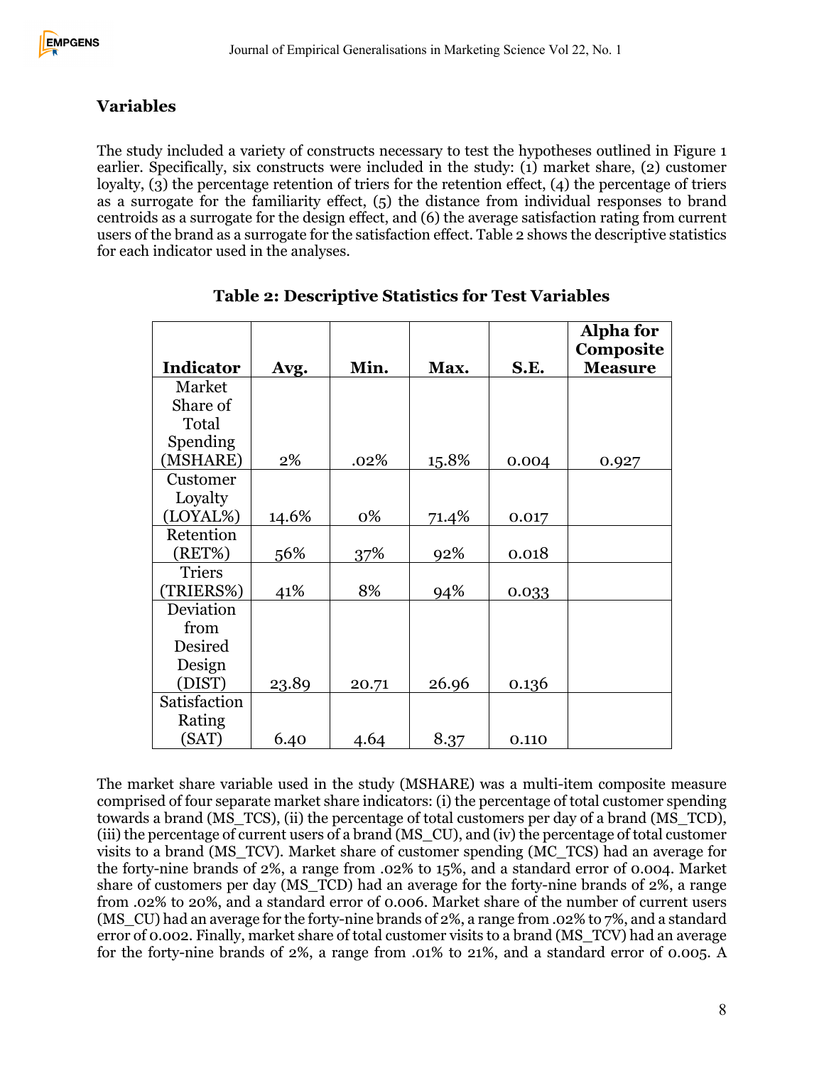## Variables

The study included a variety of constructs necessary to test the hypotheses outlined in Figure 1 earlier. Specifically, six constructs were included in the study: (1) market share, (2) customer loyalty, (3) the percentage retention of triers for the retention effect, (4) the percentage of triers as a surrogate for the familiarity effect, (5) the distance from individual responses to brand centroids as a surrogate for the design effect, and (6) the average satisfaction rating from current users of the brand as a surrogate for the satisfaction effect. Table 2 shows the descriptive statistics for each indicator used in the analyses.

**Table 2: Descriptive Statistics for Test Variables**

| Indicator | Avg. | Min. | Max. | S.E. | Alpha for Composite Measure |
|---|---|---|---|---|---|
| Market Share of Total Spending (MSHARE) | 2% | .02% | 15.8% | 0.004 | 0.927 |
| Customer Loyalty (LOYAL%) | 14.6% | 0% | 71.4% | 0.017 | |
| Retention (RET%) | 56% | 37% | 92% | 0.018 | |
| Triers (TRIERS%) | 41% | 8% | 94% | 0.033 | |
| Deviation from Desired Design (DIST) | 23.89 | 20.71 | 26.96 | 0.136 | |
| Satisfaction Rating (SAT) | 6.40 | 4.64 | 8.37 | 0.110 | |

The market share variable used in the study (MSHARE) was a multi-item composite measure comprised of four separate market share indicators: (i) the percentage of total customer spending towards a brand (MS_TCS), (ii) the percentage of total customers per day of a brand (MS_TCD), (iii) the percentage of current users of a brand (MS_CU), and (iv) the percentage of total customer visits to a brand (MS_TCV). Market share of customer spending (MC_TCS) had an average for the forty-nine brands of 2%, a range from .02% to 15%, and a standard error of 0.004. Market share of customers per day (MS_TCD) had an average for the forty-nine brands of 2%, a range from .02% to 20%, and a standard error of 0.006. Market share of the number of current users (MS_CU) had an average for the forty-nine brands of 2%, a range from .02% to 7%, and a standard error of 0.002. Finally, market share of total customer visits to a brand (MS_TCV) had an average for the forty-nine brands of 2%, a range from .01% to 21%, and a standard error of 0.005. A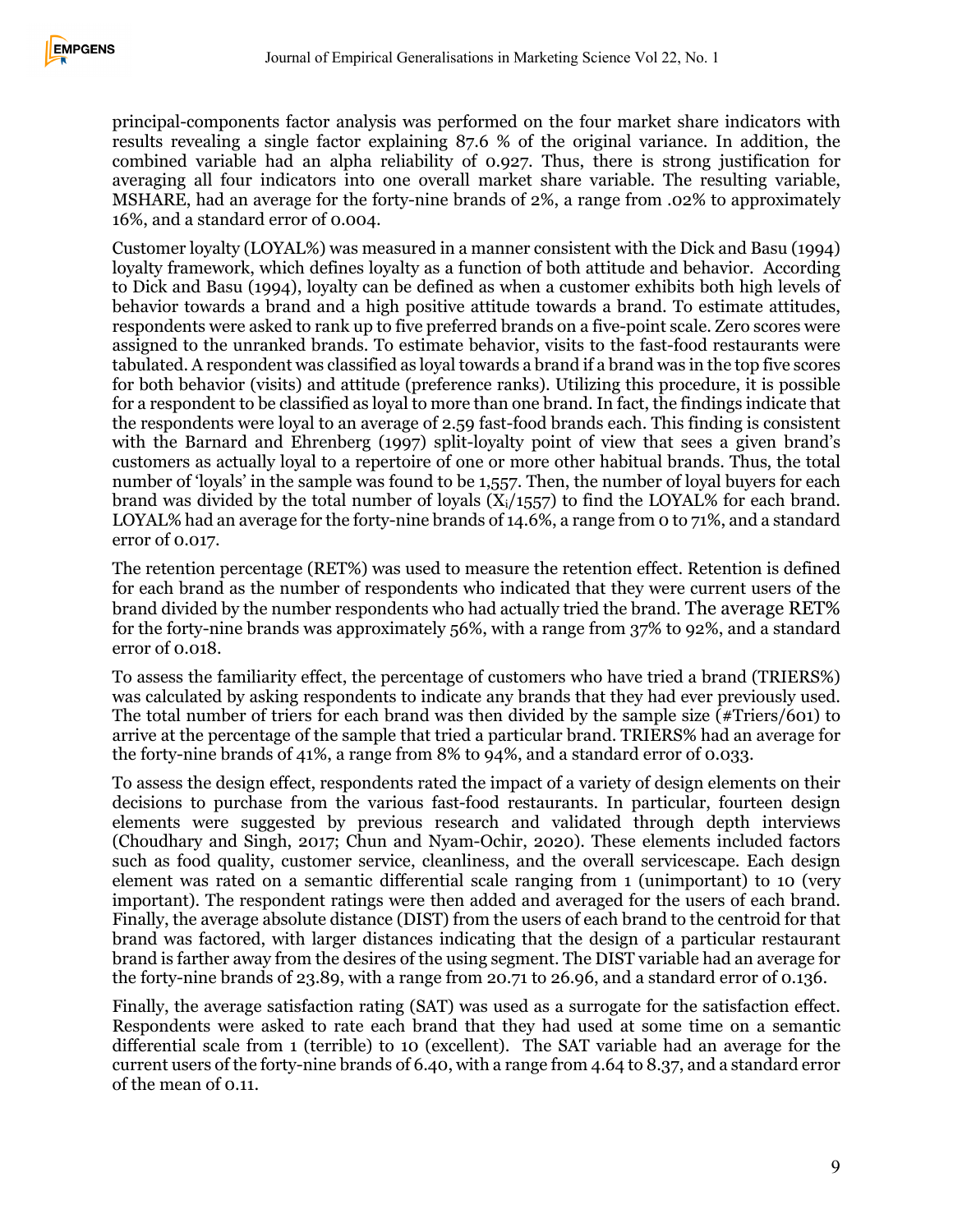principal-components factor analysis was performed on the four market share indicators with results revealing a single factor explaining 87.6 % of the original variance. In addition, the combined variable had an alpha reliability of 0.927. Thus, there is strong justification for averaging all four indicators into one overall market share variable. The resulting variable, MSHARE, had an average for the forty-nine brands of 2%, a range from .02% to approximately 16%, and a standard error of 0.004.

Customer loyalty (LOYAL%) was measured in a manner consistent with the Dick and Basu (1994) loyalty framework, which defines loyalty as a function of both attitude and behavior. According to Dick and Basu (1994), loyalty can be defined as when a customer exhibits both high levels of behavior towards a brand and a high positive attitude towards a brand. To estimate attitudes, respondents were asked to rank up to five preferred brands on a five-point scale. Zero scores were assigned to the unranked brands. To estimate behavior, visits to the fast-food restaurants were tabulated. A respondent was classified as loyal towards a brand if a brand was in the top five scores for both behavior (visits) and attitude (preference ranks). Utilizing this procedure, it is possible for a respondent to be classified as loyal to more than one brand. In fact, the findings indicate that the respondents were loyal to an average of 2.59 fast-food brands each. This finding is consistent with the Barnard and Ehrenberg (1997) split-loyalty point of view that sees a given brand's customers as actually loyal to a repertoire of one or more other habitual brands. Thus, the total number of 'loyals' in the sample was found to be 1,557. Then, the number of loyal buyers for each brand was divided by the total number of loyals ($X_i$/1557) to find the LOYAL% for each brand. LOYAL% had an average for the forty-nine brands of 14.6%, a range from 0 to 71%, and a standard error of 0.017.

The retention percentage (RET%) was used to measure the retention effect. Retention is defined for each brand as the number of respondents who indicated that they were current users of the brand divided by the number respondents who had actually tried the brand. The average RET% for the forty-nine brands was approximately 56%, with a range from 37% to 92%, and a standard error of 0.018.

To assess the familiarity effect, the percentage of customers who have tried a brand (TRIERS%) was calculated by asking respondents to indicate any brands that they had ever previously used. The total number of triers for each brand was then divided by the sample size (#Triers/601) to arrive at the percentage of the sample that tried a particular brand. TRIERS% had an average for the forty-nine brands of 41%, a range from 8% to 94%, and a standard error of 0.033.

To assess the design effect, respondents rated the impact of a variety of design elements on their decisions to purchase from the various fast-food restaurants. In particular, fourteen design elements were suggested by previous research and validated through depth interviews (Choudhary and Singh, 2017; Chun and Nyam-Ochir, 2020). These elements included factors such as food quality, customer service, cleanliness, and the overall servicescape. Each design element was rated on a semantic differential scale ranging from 1 (unimportant) to 10 (very important). The respondent ratings were then added and averaged for the users of each brand. Finally, the average absolute distance (DIST) from the users of each brand to the centroid for that brand was factored, with larger distances indicating that the design of a particular restaurant brand is farther away from the desires of the using segment. The DIST variable had an average for the forty-nine brands of 23.89, with a range from 20.71 to 26.96, and a standard error of 0.136.

Finally, the average satisfaction rating (SAT) was used as a surrogate for the satisfaction effect. Respondents were asked to rate each brand that they had used at some time on a semantic differential scale from 1 (terrible) to 10 (excellent). The SAT variable had an average for the current users of the forty-nine brands of 6.40, with a range from 4.64 to 8.37, and a standard error of the mean of 0.11.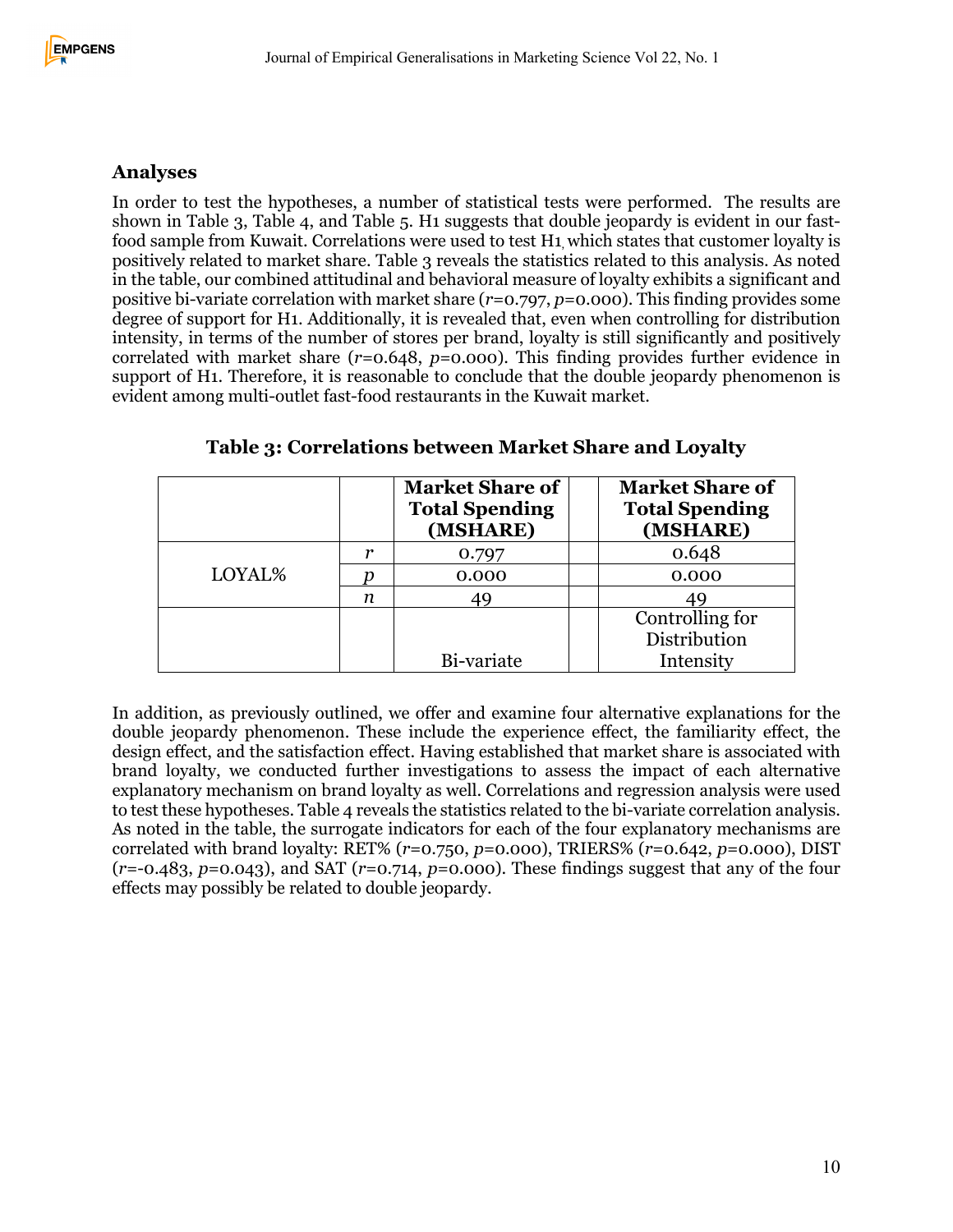## Analyses

In order to test the hypotheses, a number of statistical tests were performed. The results are shown in Table 3, Table 4, and Table 5. H1 suggests that double jeopardy is evident in our fast-food sample from Kuwait. Correlations were used to test H1, which states that customer loyalty is positively related to market share. Table 3 reveals the statistics related to this analysis. As noted in the table, our combined attitudinal and behavioral measure of loyalty exhibits a significant and positive bi-variate correlation with market share ($r$=0.797, $p$=0.000). This finding provides some degree of support for H1. Additionally, it is revealed that, even when controlling for distribution intensity, in terms of the number of stores per brand, loyalty is still significantly and positively correlated with market share ($r$=0.648, $p$=0.000). This finding provides further evidence in support of H1. Therefore, it is reasonable to conclude that the double jeopardy phenomenon is evident among multi-outlet fast-food restaurants in the Kuwait market.

**Table 3: Correlations between Market Share and Loyalty**

| | | Market Share of Total Spending (MSHARE) | | Market Share of Total Spending (MSHARE) |
|---|---|---|---|---|
| LOYAL% | $r$ | 0.797 | | 0.648 |
| | $p$ | 0.000 | | 0.000 |
| | $n$ | 49 | | 49 |
| | | Bi-variate | | Controlling for Distribution Intensity |

In addition, as previously outlined, we offer and examine four alternative explanations for the double jeopardy phenomenon. These include the experience effect, the familiarity effect, the design effect, and the satisfaction effect. Having established that market share is associated with brand loyalty, we conducted further investigations to assess the impact of each alternative explanatory mechanism on brand loyalty as well. Correlations and regression analysis were used to test these hypotheses. Table 4 reveals the statistics related to the bi-variate correlation analysis. As noted in the table, the surrogate indicators for each of the four explanatory mechanisms are correlated with brand loyalty: RET% ($r$=0.750, $p$=0.000), TRIERS% ($r$=0.642, $p$=0.000), DIST ($r$=-0.483, $p$=0.043), and SAT ($r$=0.714, $p$=0.000). These findings suggest that any of the four effects may possibly be related to double jeopardy.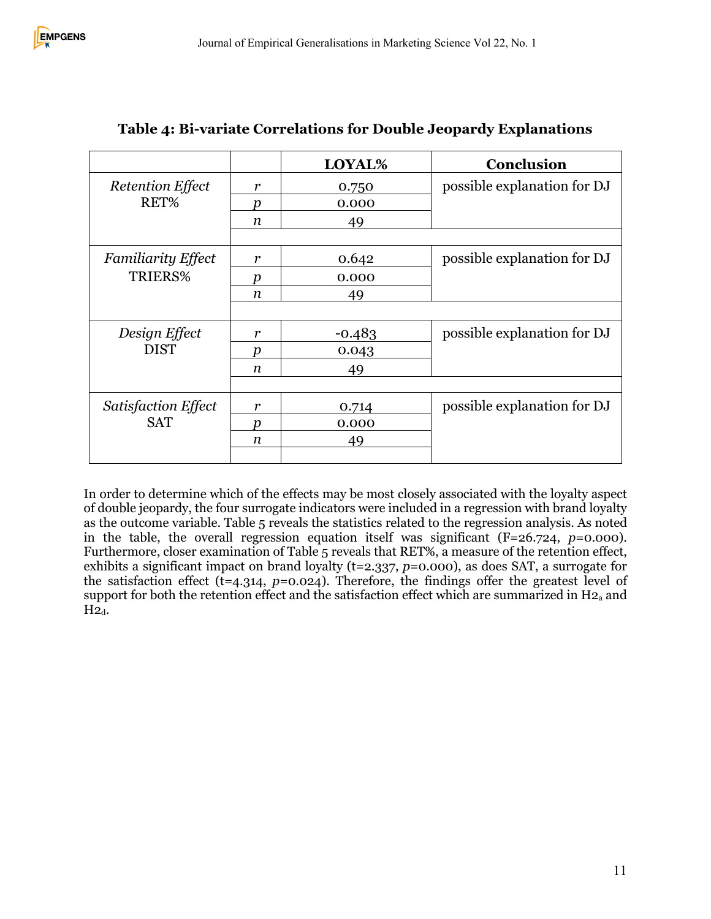**Table 4: Bi-variate Correlations for Double Jeopardy Explanations**

| | | LOYAL% | Conclusion |
|---|---|---|---|
| *Retention Effect* RET% | *r* | 0.750 | possible explanation for DJ |
| | *p* | 0.000 | |
| | *n* | 49 | |
| *Familiarity Effect* TRIERS% | *r* | 0.642 | possible explanation for DJ |
| | *p* | 0.000 | |
| | *n* | 49 | |
| *Design Effect* DIST | *r* | -0.483 | possible explanation for DJ |
| | *p* | 0.043 | |
| | *n* | 49 | |
| *Satisfaction Effect* SAT | *r* | 0.714 | possible explanation for DJ |
| | *p* | 0.000 | |
| | *n* | 49 | |

In order to determine which of the effects may be most closely associated with the loyalty aspect of double jeopardy, the four surrogate indicators were included in a regression with brand loyalty as the outcome variable. Table 5 reveals the statistics related to the regression analysis. As noted in the table, the overall regression equation itself was significant (F=26.724, *p*=0.000). Furthermore, closer examination of Table 5 reveals that RET%, a measure of the retention effect, exhibits a significant impact on brand loyalty (t=2.337, *p*=0.000), as does SAT, a surrogate for the satisfaction effect (t=4.314, *p*=0.024). Therefore, the findings offer the greatest level of support for both the retention effect and the satisfaction effect which are summarized in $H2_a$ and $H2_d$.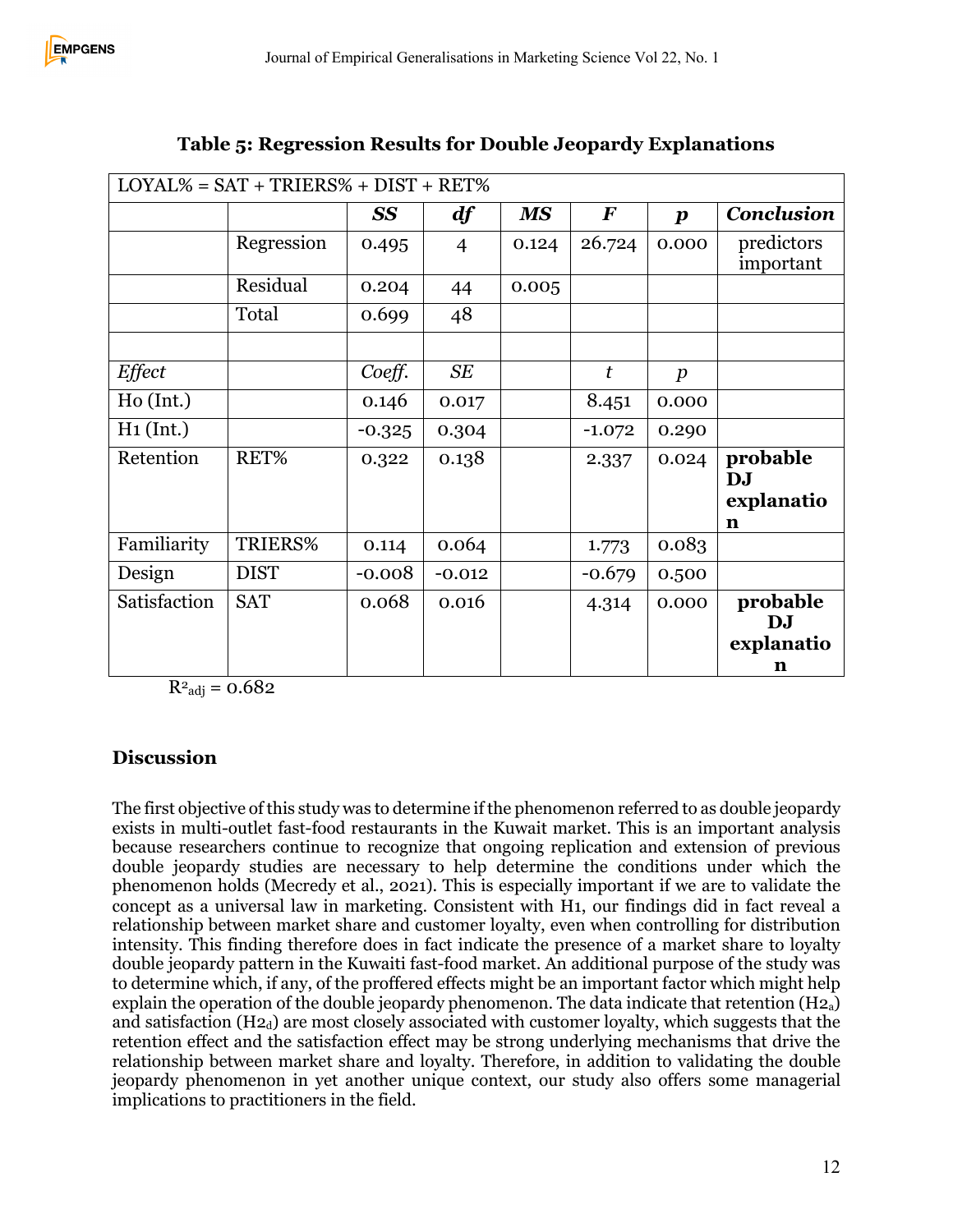**Table 5: Regression Results for Double Jeopardy Explanations**

| LOYAL% = SAT + TRIERS% + DIST + RET% | | | | | | | |
|---|---|---|---|---|---|---|---|
| | | ***SS*** | ***df*** | ***MS*** | ***F*** | ***p*** | ***Conclusion*** |
| | Regression | 0.495 | 4 | 0.124 | 26.724 | 0.000 | predictors important |
| | Residual | 0.204 | 44 | 0.005 | | | |
| | Total | 0.699 | 48 | | | | |
| | | | | | | | |
| *Effect* | | *Coeff.* | *SE* | | *t* | *p* | |
| Ho (Int.) | | 0.146 | 0.017 | | 8.451 | 0.000 | |
| H1 (Int.) | | -0.325 | 0.304 | | -1.072 | 0.290 | |
| Retention | RET% | 0.322 | 0.138 | | 2.337 | 0.024 | **probable DJ explanation** |
| Familiarity | TRIERS% | 0.114 | 0.064 | | 1.773 | 0.083 | |
| Design | DIST | -0.008 | -0.012 | | -0.679 | 0.500 | |
| Satisfaction | SAT | 0.068 | 0.016 | | 4.314 | 0.000 | **probable DJ explanation** |

$R^2_{adj} = 0.682$

## Discussion

The first objective of this study was to determine if the phenomenon referred to as double jeopardy exists in multi-outlet fast-food restaurants in the Kuwait market. This is an important analysis because researchers continue to recognize that ongoing replication and extension of previous double jeopardy studies are necessary to help determine the conditions under which the phenomenon holds (Mecredy et al., 2021). This is especially important if we are to validate the concept as a universal law in marketing. Consistent with H1, our findings did in fact reveal a relationship between market share and customer loyalty, even when controlling for distribution intensity. This finding therefore does in fact indicate the presence of a market share to loyalty double jeopardy pattern in the Kuwaiti fast-food market. An additional purpose of the study was to determine which, if any, of the proffered effects might be an important factor which might help explain the operation of the double jeopardy phenomenon. The data indicate that retention ($H2_a$) and satisfaction ($H2_d$) are most closely associated with customer loyalty, which suggests that the retention effect and the satisfaction effect may be strong underlying mechanisms that drive the relationship between market share and loyalty. Therefore, in addition to validating the double jeopardy phenomenon in yet another unique context, our study also offers some managerial implications to practitioners in the field.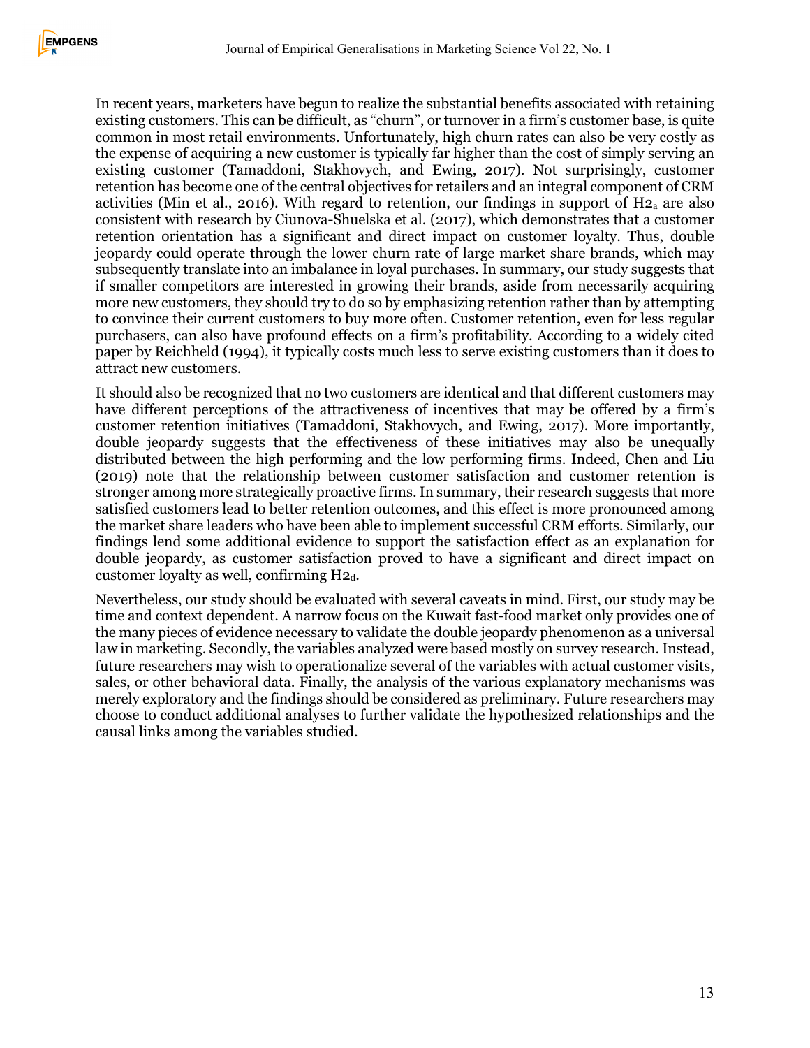In recent years, marketers have begun to realize the substantial benefits associated with retaining existing customers. This can be difficult, as "churn", or turnover in a firm's customer base, is quite common in most retail environments. Unfortunately, high churn rates can also be very costly as the expense of acquiring a new customer is typically far higher than the cost of simply serving an existing customer (Tamaddoni, Stakhovych, and Ewing, 2017). Not surprisingly, customer retention has become one of the central objectives for retailers and an integral component of CRM activities (Min et al., 2016). With regard to retention, our findings in support of $H2_a$ are also consistent with research by Ciunova-Shuelska et al. (2017), which demonstrates that a customer retention orientation has a significant and direct impact on customer loyalty. Thus, double jeopardy could operate through the lower churn rate of large market share brands, which may subsequently translate into an imbalance in loyal purchases. In summary, our study suggests that if smaller competitors are interested in growing their brands, aside from necessarily acquiring more new customers, they should try to do so by emphasizing retention rather than by attempting to convince their current customers to buy more often. Customer retention, even for less regular purchasers, can also have profound effects on a firm's profitability. According to a widely cited paper by Reichheld (1994), it typically costs much less to serve existing customers than it does to attract new customers.

It should also be recognized that no two customers are identical and that different customers may have different perceptions of the attractiveness of incentives that may be offered by a firm's customer retention initiatives (Tamaddoni, Stakhovych, and Ewing, 2017). More importantly, double jeopardy suggests that the effectiveness of these initiatives may also be unequally distributed between the high performing and the low performing firms. Indeed, Chen and Liu (2019) note that the relationship between customer satisfaction and customer retention is stronger among more strategically proactive firms. In summary, their research suggests that more satisfied customers lead to better retention outcomes, and this effect is more pronounced among the market share leaders who have been able to implement successful CRM efforts. Similarly, our findings lend some additional evidence to support the satisfaction effect as an explanation for double jeopardy, as customer satisfaction proved to have a significant and direct impact on customer loyalty as well, confirming $H2_d$.

Nevertheless, our study should be evaluated with several caveats in mind. First, our study may be time and context dependent. A narrow focus on the Kuwait fast-food market only provides one of the many pieces of evidence necessary to validate the double jeopardy phenomenon as a universal law in marketing. Secondly, the variables analyzed were based mostly on survey research. Instead, future researchers may wish to operationalize several of the variables with actual customer visits, sales, or other behavioral data. Finally, the analysis of the various explanatory mechanisms was merely exploratory and the findings should be considered as preliminary. Future researchers may choose to conduct additional analyses to further validate the hypothesized relationships and the causal links among the variables studied.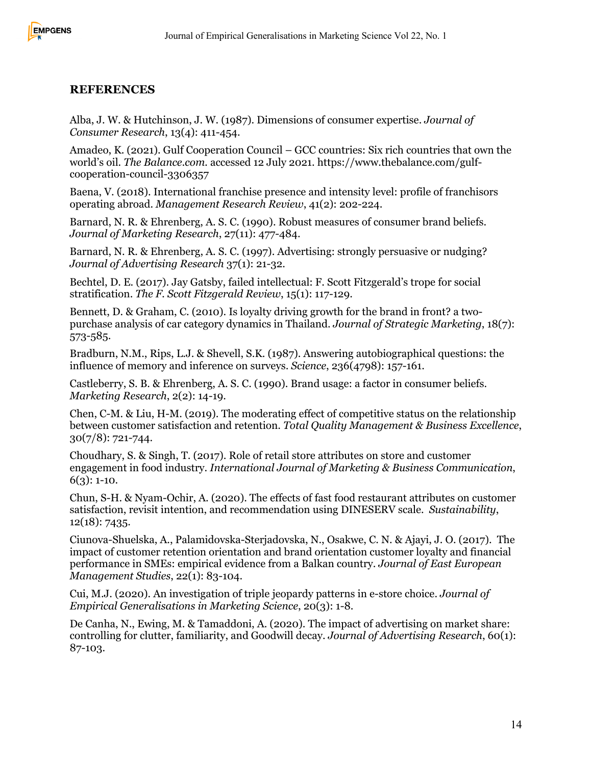## REFERENCES

Alba, J. W. & Hutchinson, J. W. (1987). Dimensions of consumer expertise. *Journal of Consumer Research*, 13(4): 411-454.

Amadeo, K. (2021). Gulf Cooperation Council – GCC countries: Six rich countries that own the world's oil. *The Balance.com.* accessed 12 July 2021. https://www.thebalance.com/gulf-cooperation-council-3306357

Baena, V. (2018). International franchise presence and intensity level: profile of franchisors operating abroad. *Management Research Review*, 41(2): 202-224.

Barnard, N. R. & Ehrenberg, A. S. C. (1990). Robust measures of consumer brand beliefs. *Journal of Marketing Research*, 27(11): 477-484.

Barnard, N. R. & Ehrenberg, A. S. C. (1997). Advertising: strongly persuasive or nudging? *Journal of Advertising Research* 37(1): 21-32.

Bechtel, D. E. (2017). Jay Gatsby, failed intellectual: F. Scott Fitzgerald's trope for social stratification. *The F. Scott Fitzgerald Review*, 15(1): 117-129.

Bennett, D. & Graham, C. (2010). Is loyalty driving growth for the brand in front? a two-purchase analysis of car category dynamics in Thailand. *Journal of Strategic Marketing*, 18(7): 573-585.

Bradburn, N.M., Rips, L.J. & Shevell, S.K. (1987). Answering autobiographical questions: the influence of memory and inference on surveys. *Science*, 236(4798): 157-161.

Castleberry, S. B. & Ehrenberg, A. S. C. (1990). Brand usage: a factor in consumer beliefs. *Marketing Research*, 2(2): 14-19.

Chen, C-M. & Liu, H-M. (2019). The moderating effect of competitive status on the relationship between customer satisfaction and retention. *Total Quality Management & Business Excellence*, 30(7/8): 721-744.

Choudhary, S. & Singh, T. (2017). Role of retail store attributes on store and customer engagement in food industry. *International Journal of Marketing & Business Communication*, 6(3): 1-10.

Chun, S-H. & Nyam-Ochir, A. (2020). The effects of fast food restaurant attributes on customer satisfaction, revisit intention, and recommendation using DINESERV scale. *Sustainability*, 12(18): 7435.

Ciunova-Shuelska, A., Palamidovska-Sterjadovska, N., Osakwe, C. N. & Ajayi, J. O. (2017). The impact of customer retention orientation and brand orientation customer loyalty and financial performance in SMEs: empirical evidence from a Balkan country. *Journal of East European Management Studies*, 22(1): 83-104.

Cui, M.J. (2020). An investigation of triple jeopardy patterns in e-store choice. *Journal of Empirical Generalisations in Marketing Science*, 20(3): 1-8.

De Canha, N., Ewing, M. & Tamaddoni, A. (2020). The impact of advertising on market share: controlling for clutter, familiarity, and Goodwill decay. *Journal of Advertising Research*, 60(1): 87-103.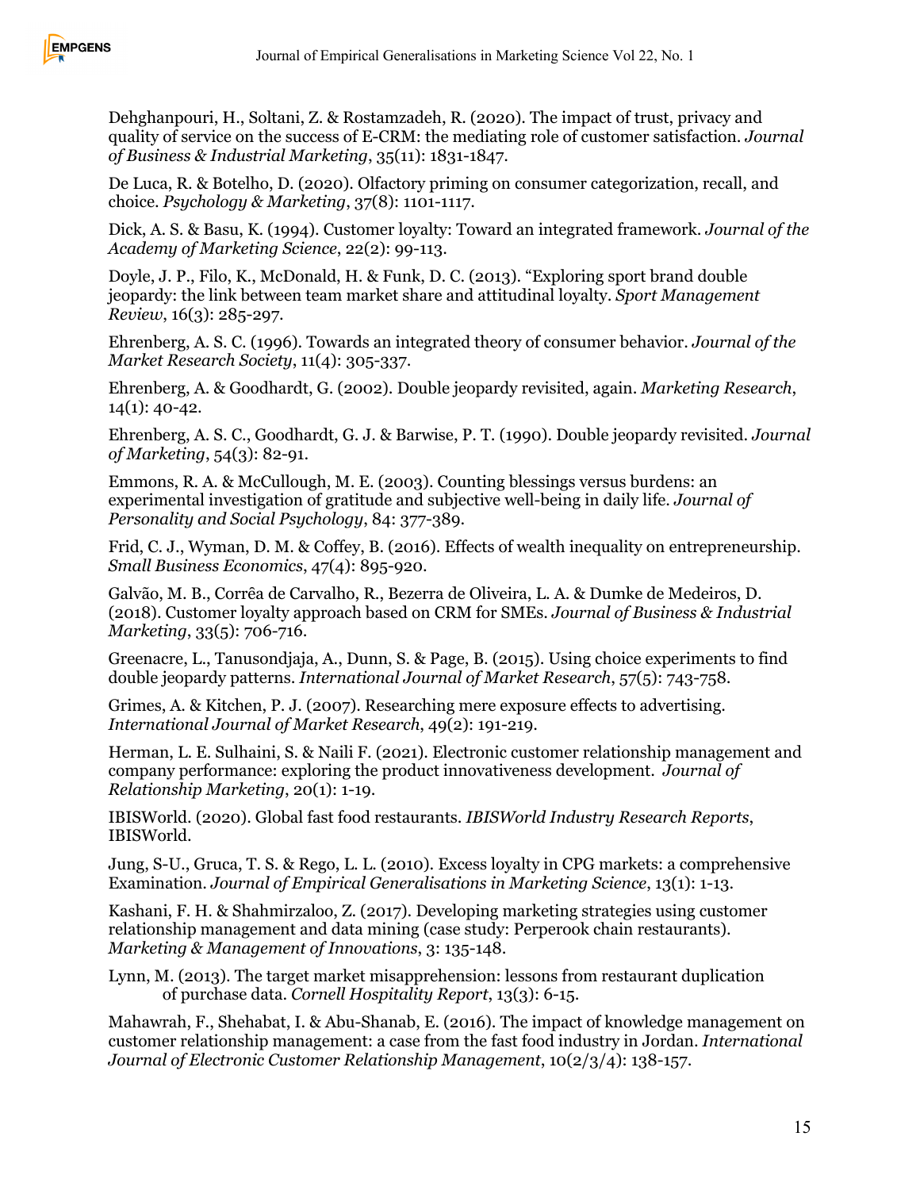Dehghanpouri, H., Soltani, Z. & Rostamzadeh, R. (2020). The impact of trust, privacy and quality of service on the success of E-CRM: the mediating role of customer satisfaction. *Journal of Business & Industrial Marketing*, 35(11): 1831-1847.

De Luca, R. & Botelho, D. (2020). Olfactory priming on consumer categorization, recall, and choice. *Psychology & Marketing*, 37(8): 1101-1117.

Dick, A. S. & Basu, K. (1994). Customer loyalty: Toward an integrated framework. *Journal of the Academy of Marketing Science*, 22(2): 99-113.

Doyle, J. P., Filo, K., McDonald, H. & Funk, D. C. (2013). "Exploring sport brand double jeopardy: the link between team market share and attitudinal loyalty. *Sport Management Review*, 16(3): 285-297.

Ehrenberg, A. S. C. (1996). Towards an integrated theory of consumer behavior. *Journal of the Market Research Society*, 11(4): 305-337.

Ehrenberg, A. & Goodhardt, G. (2002). Double jeopardy revisited, again. *Marketing Research*, 14(1): 40-42.

Ehrenberg, A. S. C., Goodhardt, G. J. & Barwise, P. T. (1990). Double jeopardy revisited. *Journal of Marketing*, 54(3): 82-91.

Emmons, R. A. & McCullough, M. E. (2003). Counting blessings versus burdens: an experimental investigation of gratitude and subjective well-being in daily life. *Journal of Personality and Social Psychology*, 84: 377-389.

Frid, C. J., Wyman, D. M. & Coffey, B. (2016). Effects of wealth inequality on entrepreneurship. *Small Business Economics*, 47(4): 895-920.

Galvão, M. B., Corrêa de Carvalho, R., Bezerra de Oliveira, L. A. & Dumke de Medeiros, D. (2018). Customer loyalty approach based on CRM for SMEs. *Journal of Business & Industrial Marketing*, 33(5): 706-716.

Greenacre, L., Tanusondjaja, A., Dunn, S. & Page, B. (2015). Using choice experiments to find double jeopardy patterns. *International Journal of Market Research*, 57(5): 743-758.

Grimes, A. & Kitchen, P. J. (2007). Researching mere exposure effects to advertising. *International Journal of Market Research*, 49(2): 191-219.

Herman, L. E. Sulhaini, S. & Naili F. (2021). Electronic customer relationship management and company performance: exploring the product innovativeness development. *Journal of Relationship Marketing*, 20(1): 1-19.

IBISWorld. (2020). Global fast food restaurants. *IBISWorld Industry Research Reports*, IBISWorld.

Jung, S-U., Gruca, T. S. & Rego, L. L. (2010). Excess loyalty in CPG markets: a comprehensive Examination. *Journal of Empirical Generalisations in Marketing Science*, 13(1): 1-13.

Kashani, F. H. & Shahmirzaloo, Z. (2017). Developing marketing strategies using customer relationship management and data mining (case study: Perperook chain restaurants). *Marketing & Management of Innovations*, 3: 135-148.

Lynn, M. (2013). The target market misapprehension: lessons from restaurant duplication of purchase data. *Cornell Hospitality Report*, 13(3): 6-15.

Mahawrah, F., Shehabat, I. & Abu-Shanab, E. (2016). The impact of knowledge management on customer relationship management: a case from the fast food industry in Jordan. *International Journal of Electronic Customer Relationship Management*, 10(2/3/4): 138-157.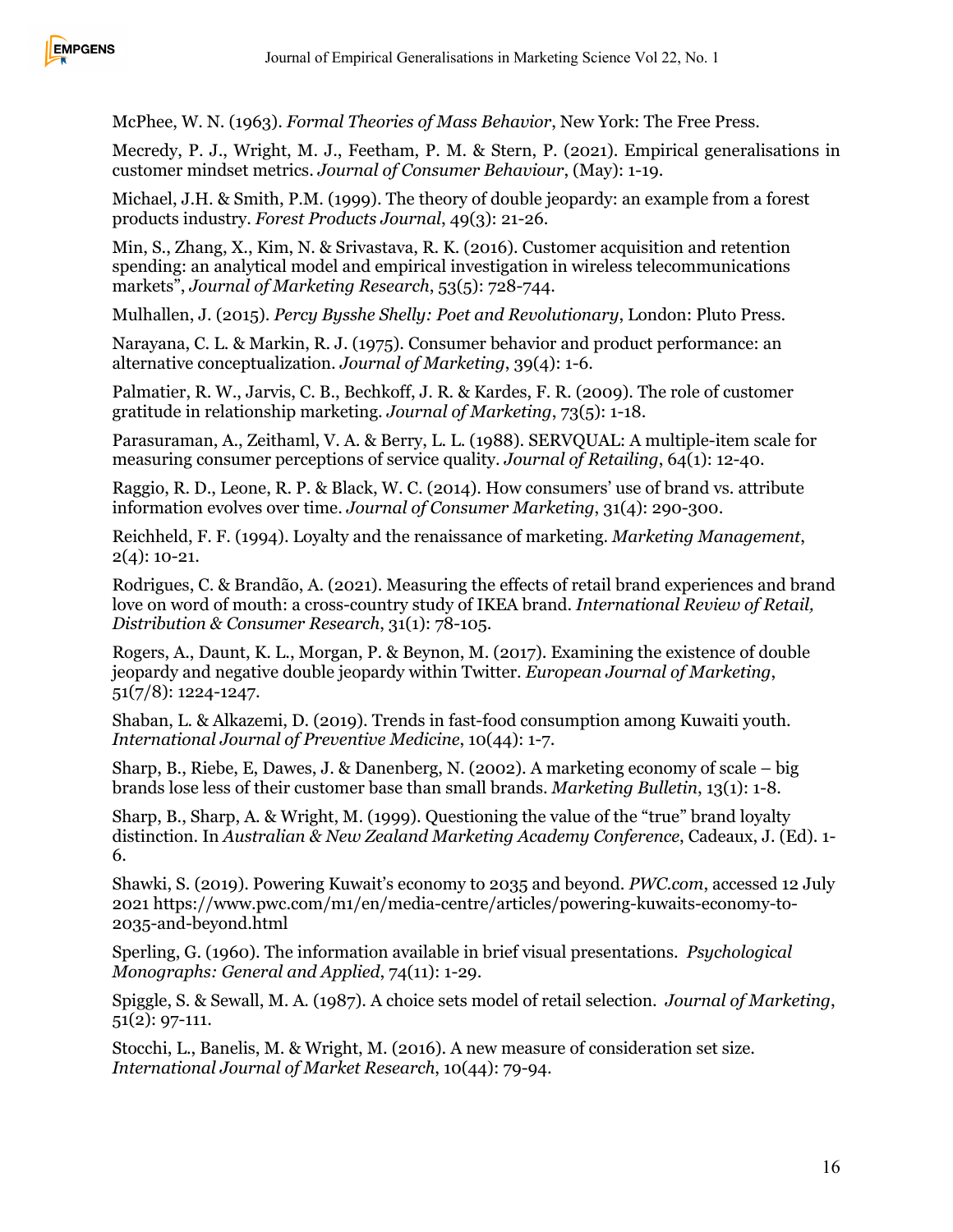McPhee, W. N. (1963). *Formal Theories of Mass Behavior*, New York: The Free Press.

Mecredy, P. J., Wright, M. J., Feetham, P. M. & Stern, P. (2021). Empirical generalisations in customer mindset metrics. *Journal of Consumer Behaviour*, (May): 1-19.

Michael, J.H. & Smith, P.M. (1999). The theory of double jeopardy: an example from a forest products industry. *Forest Products Journal*, 49(3): 21-26.

Min, S., Zhang, X., Kim, N. & Srivastava, R. K. (2016). Customer acquisition and retention spending: an analytical model and empirical investigation in wireless telecommunications markets", *Journal of Marketing Research*, 53(5): 728-744.

Mulhallen, J. (2015). *Percy Bysshe Shelly: Poet and Revolutionary*, London: Pluto Press.

Narayana, C. L. & Markin, R. J. (1975). Consumer behavior and product performance: an alternative conceptualization. *Journal of Marketing*, 39(4): 1-6.

Palmatier, R. W., Jarvis, C. B., Bechkoff, J. R. & Kardes, F. R. (2009). The role of customer gratitude in relationship marketing. *Journal of Marketing*, 73(5): 1-18.

Parasuraman, A., Zeithaml, V. A. & Berry, L. L. (1988). SERVQUAL: A multiple-item scale for measuring consumer perceptions of service quality. *Journal of Retailing*, 64(1): 12-40.

Raggio, R. D., Leone, R. P. & Black, W. C. (2014). How consumers' use of brand vs. attribute information evolves over time. *Journal of Consumer Marketing*, 31(4): 290-300.

Reichheld, F. F. (1994). Loyalty and the renaissance of marketing. *Marketing Management*, 2(4): 10-21.

Rodrigues, C. & Brandão, A. (2021). Measuring the effects of retail brand experiences and brand love on word of mouth: a cross-country study of IKEA brand. *International Review of Retail, Distribution & Consumer Research*, 31(1): 78-105.

Rogers, A., Daunt, K. L., Morgan, P. & Beynon, M. (2017). Examining the existence of double jeopardy and negative double jeopardy within Twitter. *European Journal of Marketing*, 51(7/8): 1224-1247.

Shaban, L. & Alkazemi, D. (2019). Trends in fast-food consumption among Kuwaiti youth. *International Journal of Preventive Medicine*, 10(44): 1-7.

Sharp, B., Riebe, E, Dawes, J. & Danenberg, N. (2002). A marketing economy of scale – big brands lose less of their customer base than small brands. *Marketing Bulletin*, 13(1): 1-8.

Sharp, B., Sharp, A. & Wright, M. (1999). Questioning the value of the "true" brand loyalty distinction. In *Australian & New Zealand Marketing Academy Conference*, Cadeaux, J. (Ed). 1-6.

Shawki, S. (2019). Powering Kuwait's economy to 2035 and beyond. *PWC.com*, accessed 12 July 2021 https://www.pwc.com/m1/en/media-centre/articles/powering-kuwaits-economy-to-2035-and-beyond.html

Sperling, G. (1960). The information available in brief visual presentations. *Psychological Monographs: General and Applied*, 74(11): 1-29.

Spiggle, S. & Sewall, M. A. (1987). A choice sets model of retail selection. *Journal of Marketing*, 51(2): 97-111.

Stocchi, L., Banelis, M. & Wright, M. (2016). A new measure of consideration set size. *International Journal of Market Research*, 10(44): 79-94.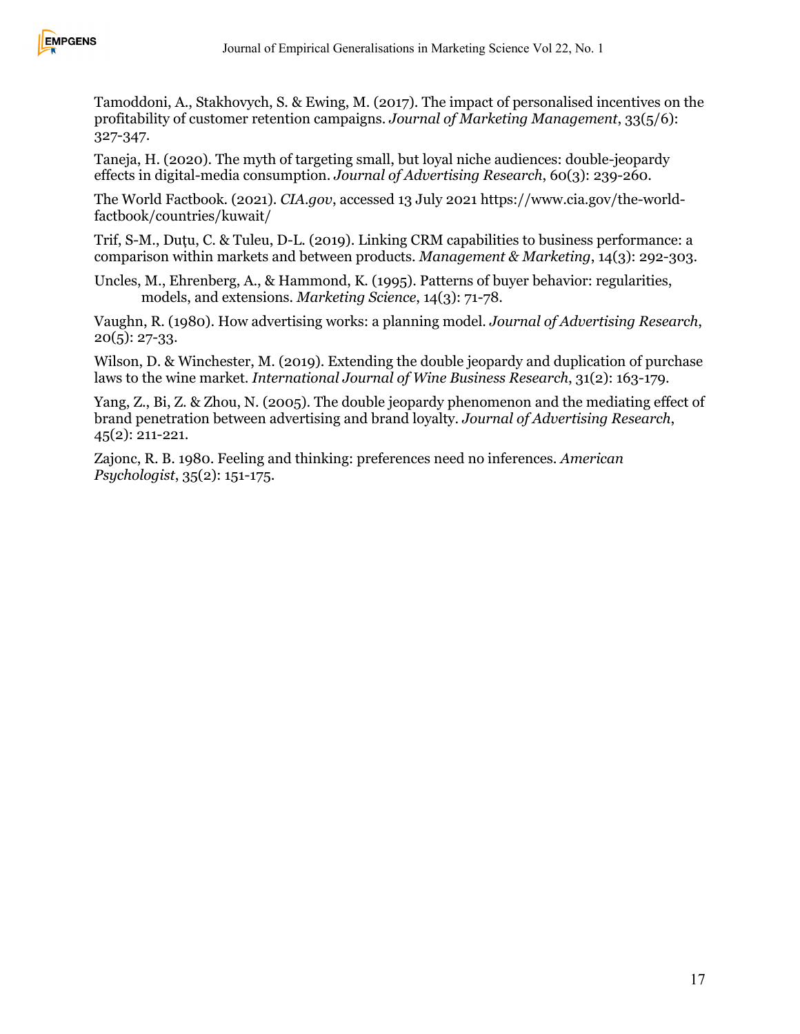Tamoddoni, A., Stakhovych, S. & Ewing, M. (2017). The impact of personalised incentives on the profitability of customer retention campaigns. *Journal of Marketing Management*, 33(5/6): 327-347.

Taneja, H. (2020). The myth of targeting small, but loyal niche audiences: double-jeopardy effects in digital-media consumption. *Journal of Advertising Research*, 60(3): 239-260.

The World Factbook. (2021). *CIA.gov*, accessed 13 July 2021 https://www.cia.gov/the-world-factbook/countries/kuwait/

Trif, S-M., Duțu, C. & Tuleu, D-L. (2019). Linking CRM capabilities to business performance: a comparison within markets and between products. *Management & Marketing*, 14(3): 292-303.

Uncles, M., Ehrenberg, A., & Hammond, K. (1995). Patterns of buyer behavior: regularities, models, and extensions. *Marketing Science*, 14(3): 71-78.

Vaughn, R. (1980). How advertising works: a planning model. *Journal of Advertising Research*, 20(5): 27-33.

Wilson, D. & Winchester, M. (2019). Extending the double jeopardy and duplication of purchase laws to the wine market. *International Journal of Wine Business Research*, 31(2): 163-179.

Yang, Z., Bi, Z. & Zhou, N. (2005). The double jeopardy phenomenon and the mediating effect of brand penetration between advertising and brand loyalty. *Journal of Advertising Research*, 45(2): 211-221.

Zajonc, R. B. 1980. Feeling and thinking: preferences need no inferences. *American Psychologist*, 35(2): 151-175.